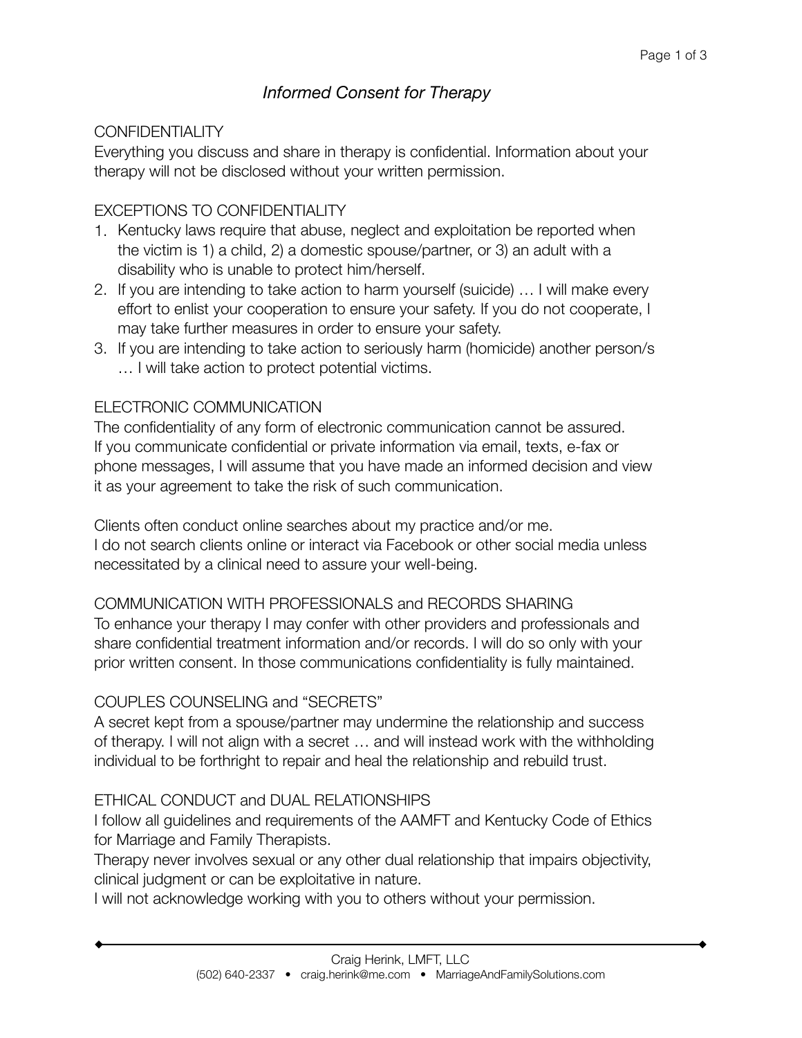# *Informed Consent for Therapy*

## CONFIDENTIALITY

Everything you discuss and share in therapy is confidential. Information about your therapy will not be disclosed without your written permission.

## EXCEPTIONS TO CONFIDENTIALITY

1. Kentucky laws require that abuse, neglect and exploitation be reported when the victim is 1) a child, 2) a domestic spouse/partner, or 3) an adult with a disability who is unable to protect him/herself.
2. If you are intending to take action to harm yourself (suicide) … I will make every effort to enlist your cooperation to ensure your safety. If you do not cooperate, I may take further measures in order to ensure your safety.
3. If you are intending to take action to seriously harm (homicide) another person/s … I will take action to protect potential victims.

## ELECTRONIC COMMUNICATION

The confidentiality of any form of electronic communication cannot be assured. If you communicate confidential or private information via email, texts, e-fax or phone messages, I will assume that you have made an informed decision and view it as your agreement to take the risk of such communication.

Clients often conduct online searches about my practice and/or me. I do not search clients online or interact via Facebook or other social media unless necessitated by a clinical need to assure your well-being.

## COMMUNICATION WITH PROFESSIONALS and RECORDS SHARING

To enhance your therapy I may confer with other providers and professionals and share confidential treatment information and/or records. I will do so only with your prior written consent. In those communications confidentiality is fully maintained.

## COUPLES COUNSELING and "SECRETS"

A secret kept from a spouse/partner may undermine the relationship and success of therapy. I will not align with a secret … and will instead work with the withholding individual to be forthright to repair and heal the relationship and rebuild trust.

## ETHICAL CONDUCT and DUAL RELATIONSHIPS

I follow all guidelines and requirements of the AAMFT and Kentucky Code of Ethics for Marriage and Family Therapists.

Therapy never involves sexual or any other dual relationship that impairs objectivity, clinical judgment or can be exploitative in nature.

I will not acknowledge working with you to others without your permission.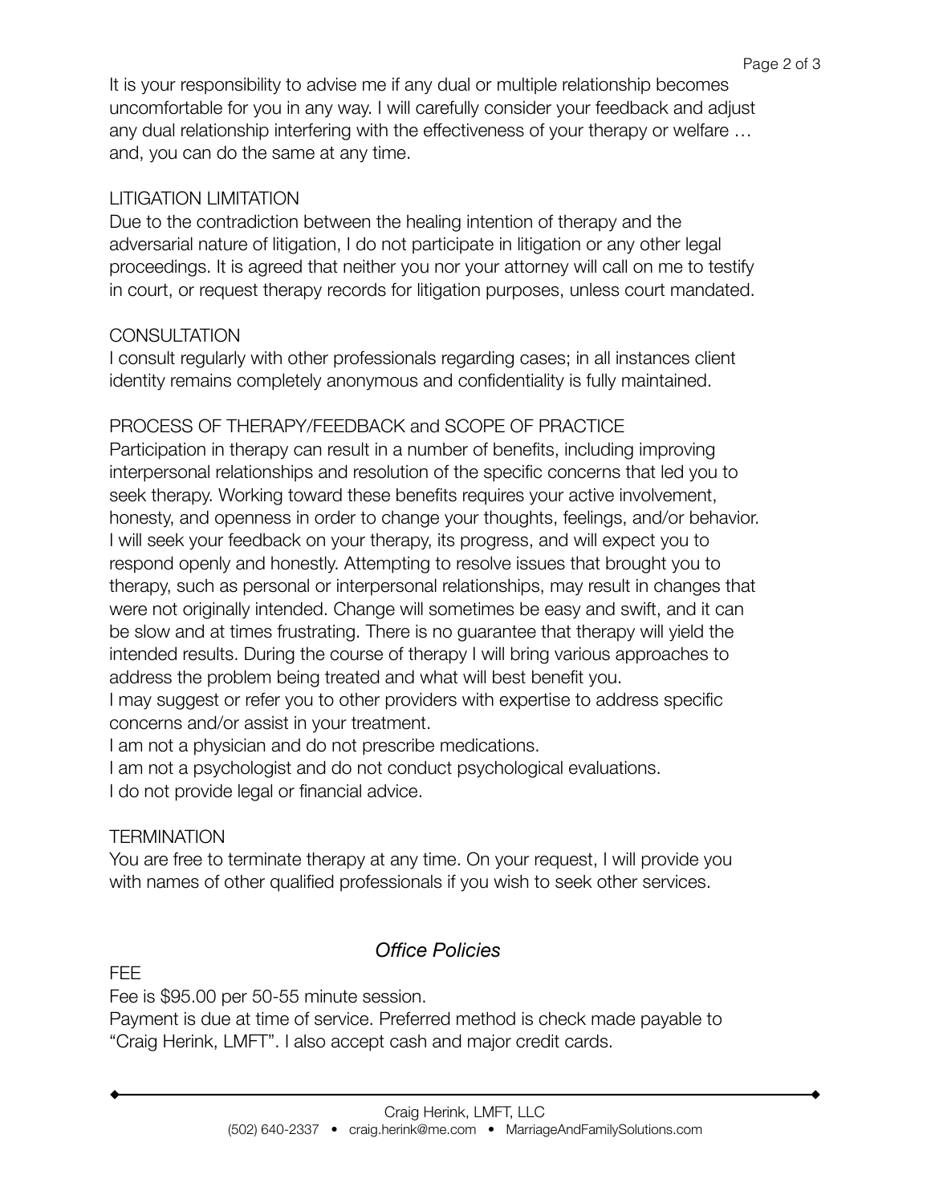It is your responsibility to advise me if any dual or multiple relationship becomes uncomfortable for you in any way. I will carefully consider your feedback and adjust any dual relationship interfering with the effectiveness of your therapy or welfare … and, you can do the same at any time.

LITIGATION LIMITATION

Due to the contradiction between the healing intention of therapy and the adversarial nature of litigation, I do not participate in litigation or any other legal proceedings. It is agreed that neither you nor your attorney will call on me to testify in court, or request therapy records for litigation purposes, unless court mandated.

CONSULTATION

I consult regularly with other professionals regarding cases; in all instances client identity remains completely anonymous and confidentiality is fully maintained.

PROCESS OF THERAPY/FEEDBACK and SCOPE OF PRACTICE

Participation in therapy can result in a number of benefits, including improving interpersonal relationships and resolution of the specific concerns that led you to seek therapy. Working toward these benefits requires your active involvement, honesty, and openness in order to change your thoughts, feelings, and/or behavior. I will seek your feedback on your therapy, its progress, and will expect you to respond openly and honestly. Attempting to resolve issues that brought you to therapy, such as personal or interpersonal relationships, may result in changes that were not originally intended. Change will sometimes be easy and swift, and it can be slow and at times frustrating. There is no guarantee that therapy will yield the intended results. During the course of therapy I will bring various approaches to address the problem being treated and what will best benefit you.

I may suggest or refer you to other providers with expertise to address specific concerns and/or assist in your treatment.

I am not a physician and do not prescribe medications.

I am not a psychologist and do not conduct psychological evaluations.

I do not provide legal or financial advice.

TERMINATION

You are free to terminate therapy at any time. On your request, I will provide you with names of other qualified professionals if you wish to seek other services.

## *Office Policies*

FEE

Fee is $95.00 per 50-55 minute session.

Payment is due at time of service. Preferred method is check made payable to "Craig Herink, LMFT". I also accept cash and major credit cards.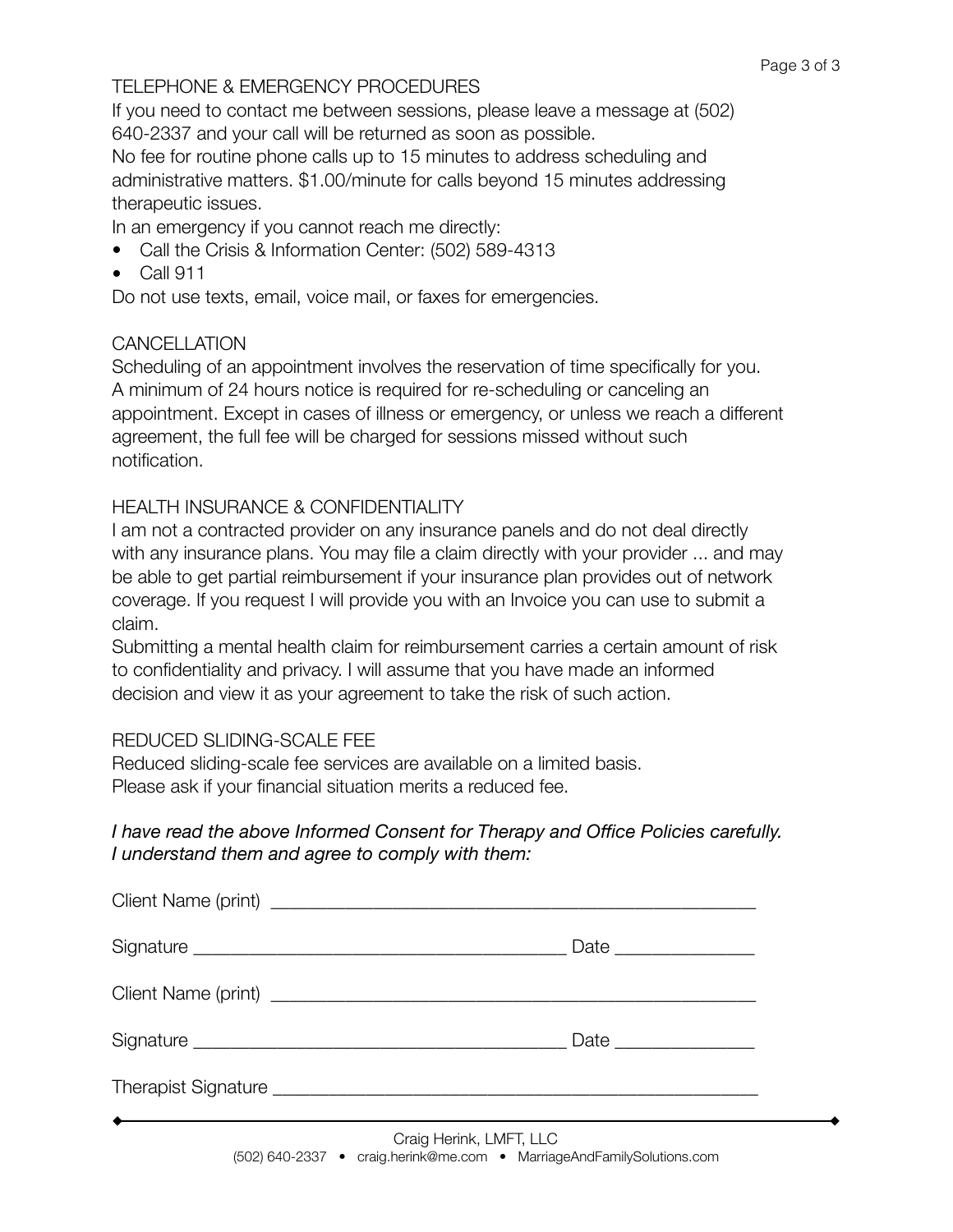## TELEPHONE & EMERGENCY PROCEDURES

If you need to contact me between sessions, please leave a message at (502) 640-2337 and your call will be returned as soon as possible.

No fee for routine phone calls up to 15 minutes to address scheduling and administrative matters. $1.00/minute for calls beyond 15 minutes addressing therapeutic issues.

In an emergency if you cannot reach me directly:

- Call the Crisis & Information Center: (502) 589-4313
- Call 911

Do not use texts, email, voice mail, or faxes for emergencies.

## CANCELLATION

Scheduling of an appointment involves the reservation of time specifically for you. A minimum of 24 hours notice is required for re-scheduling or canceling an appointment. Except in cases of illness or emergency, or unless we reach a different agreement, the full fee will be charged for sessions missed without such notification.

## HEALTH INSURANCE & CONFIDENTIALITY

I am not a contracted provider on any insurance panels and do not deal directly with any insurance plans. You may file a claim directly with your provider ... and may be able to get partial reimbursement if your insurance plan provides out of network coverage. If you request I will provide you with an Invoice you can use to submit a claim.

Submitting a mental health claim for reimbursement carries a certain amount of risk to confidentiality and privacy. I will assume that you have made an informed decision and view it as your agreement to take the risk of such action.

## REDUCED SLIDING-SCALE FEE

Reduced sliding-scale fee services are available on a limited basis.
Please ask if your financial situation merits a reduced fee.

*I have read the above Informed Consent for Therapy and Office Policies carefully. I understand them and agree to comply with them:*

Client Name (print) ____________________________________________________

Signature ________________________________________ Date _______________

Client Name (print) ____________________________________________________

Signature ________________________________________ Date _______________

Therapist Signature ____________________________________________________

Craig Herink, LMFT, LLC
(502) 640-2337 • craig.herink@me.com • MarriageAndFamilySolutions.com